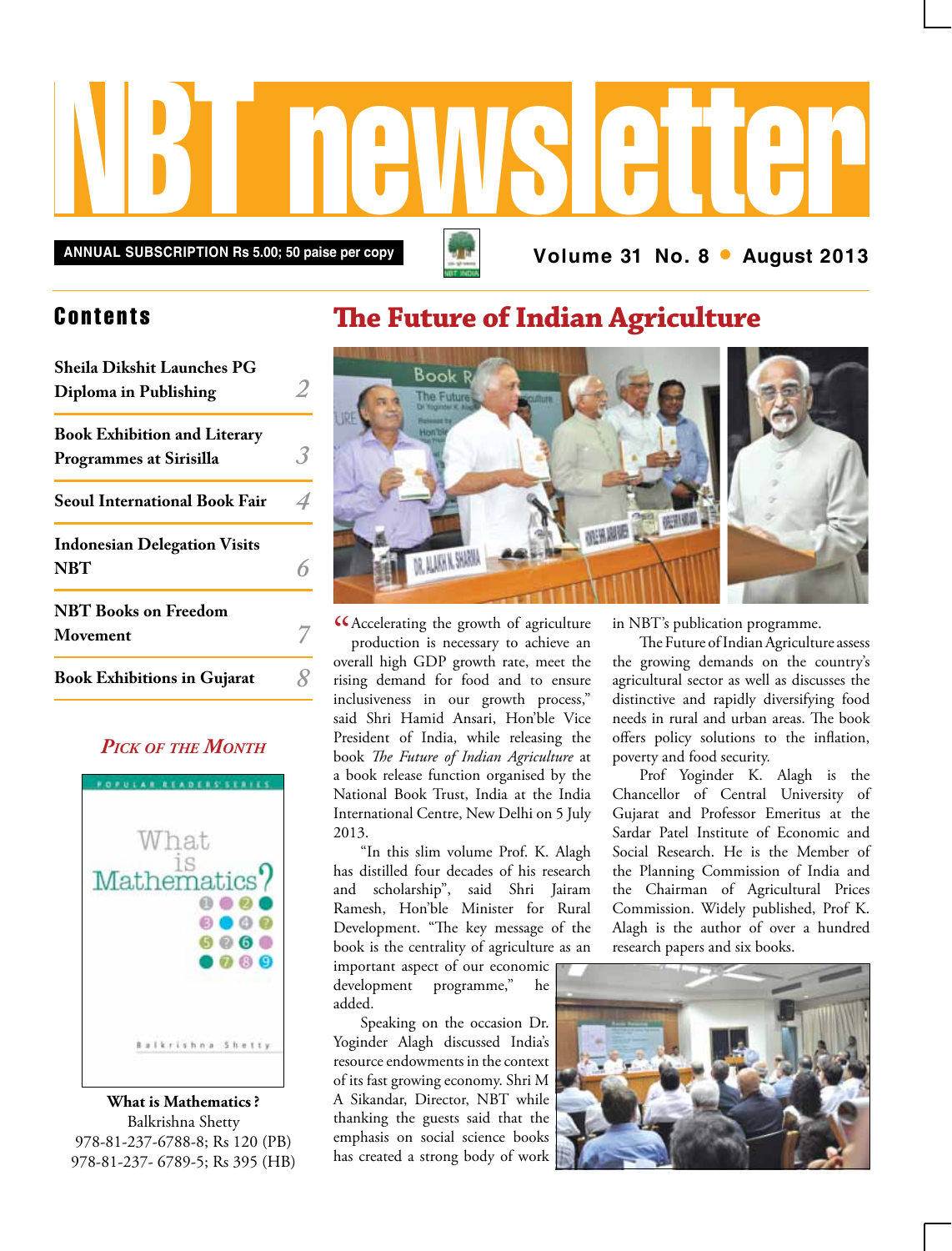# NBT newsletter

**ANNUAL SUBSCRIPTION Rs 5.00; 50 paise per copy**

**Volume 31 No. 8 • August 2013**

## Contents

| | |
|---|---|
| **Sheila Dikshit Launches PG Diploma in Publishing** | 2 |
| **Book Exhibition and Literary Programmes at Sirisilla** | 3 |
| **Seoul International Book Fair** | 4 |
| **Indonesian Delegation Visits NBT** | 6 |
| **NBT Books on Freedom Movement** | 7 |
| **Book Exhibitions in Gujarat** | 8 |

### *Pick of the Month*

**What is Mathematics?**
Balkrishna Shetty
978-81-237-6788-8; Rs 120 (PB)
978-81-237- 6789-5; Rs 395 (HB)

## The Future of Indian Agriculture

"Accelerating the growth of agriculture production is necessary to achieve an overall high GDP growth rate, meet the rising demand for food and to ensure inclusiveness in our growth process," said Shri Hamid Ansari, Hon'ble Vice President of India, while releasing the book *The Future of Indian Agriculture* at a book release function organised by the National Book Trust, India at the India International Centre, New Delhi on 5 July 2013.

"In this slim volume Prof. K. Alagh has distilled four decades of his research and scholarship", said Shri Jairam Ramesh, Hon'ble Minister for Rural Development. "The key message of the book is the centrality of agriculture as an important aspect of our economic development programme," he added.

Speaking on the occasion Dr. Yoginder Alagh discussed India's resource endowments in the context of its fast growing economy. Shri M A Sikandar, Director, NBT while thanking the guests said that the emphasis on social science books has created a strong body of work in NBT's publication programme.

The Future of Indian Agriculture assess the growing demands on the country's agricultural sector as well as discusses the distinctive and rapidly diversifying food needs in rural and urban areas. The book offers policy solutions to the inflation, poverty and food security.

Prof Yoginder K. Alagh is the Chancellor of Central University of Gujarat and Professor Emeritus at the Sardar Patel Institute of Economic and Social Research. He is the Member of the Planning Commission of India and the Chairman of Agricultural Prices Commission. Widely published, Prof K. Alagh is the author of over a hundred research papers and six books.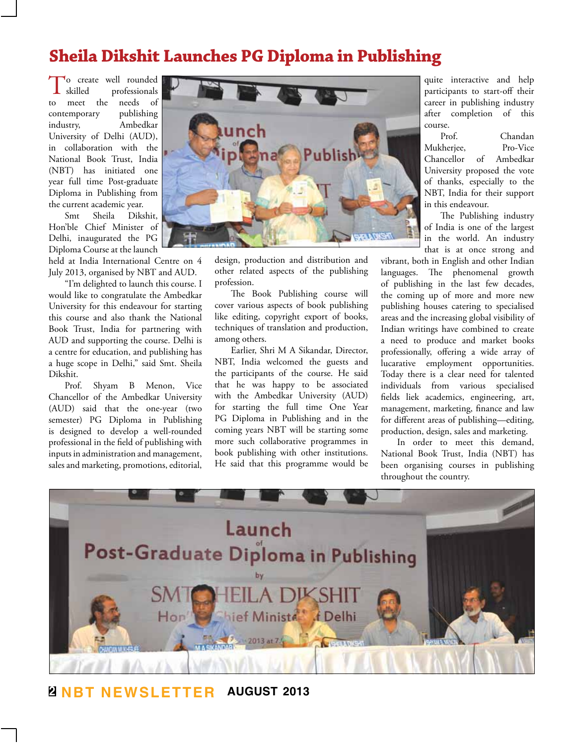# Sheila Dikshit Launches PG Diploma in Publishing

To create well rounded skilled professionals to meet the needs of contemporary publishing industry, Ambedkar University of Delhi (AUD), in collaboration with the National Book Trust, India (NBT) has initiated one year full time Post-graduate Diploma in Publishing from the current academic year.

Smt Sheila Dikshit, Hon'ble Chief Minister of Delhi, inaugurated the PG Diploma Course at the launch held at India International Centre on 4 July 2013, organised by NBT and AUD.

"I'm delighted to launch this course. I would like to congratulate the Ambedkar University for this endeavour for starting this course and also thank the National Book Trust, India for partnering with AUD and supporting the course. Delhi is a centre for education, and publishing has a huge scope in Delhi," said Smt. Sheila Dikshit.

Prof. Shyam B Menon, Vice Chancellor of the Ambedkar University (AUD) said that the one-year (two semester) PG Diploma in Publishing is designed to develop a well-rounded professional in the field of publishing with inputs in administration and management, sales and marketing, promotions, editorial, design, production and distribution and other related aspects of the publishing profession.

The Book Publishing course will cover various aspects of book publishing like editing, copyright export of books, techniques of translation and production, among others.

Earlier, Shri M A Sikandar, Director, NBT, India welcomed the guests and the participants of the course. He said that he was happy to be associated with the Ambedkar University (AUD) for starting the full time One Year PG Diploma in Publishing and in the coming years NBT will be starting some more such collaborative programmes in book publishing with other institutions. He said that this programme would be quite interactive and help participants to start-off their career in publishing industry after completion of this course.

Prof. Chandan Mukherjee, Pro-Vice Chancellor of Ambedkar University proposed the vote of thanks, especially to the NBT, India for their support in this endeavour.

The Publishing industry of India is one of the largest in the world. An industry that is at once strong and vibrant, both in English and other Indian languages. The phenomenal growth of publishing in the last few decades, the coming up of more and more new publishing houses catering to specialised areas and the increasing global visibility of Indian writings have combined to create a need to produce and market books professionally, offering a wide array of lucarative employment opportunities. Today there is a clear need for talented individuals from various specialised fields liek academics, engineering, art, management, marketing, finance and law for different areas of publishing—editing, production, design, sales and marketing.

In order to meet this demand, National Book Trust, India (NBT) has been organising courses in publishing throughout the country.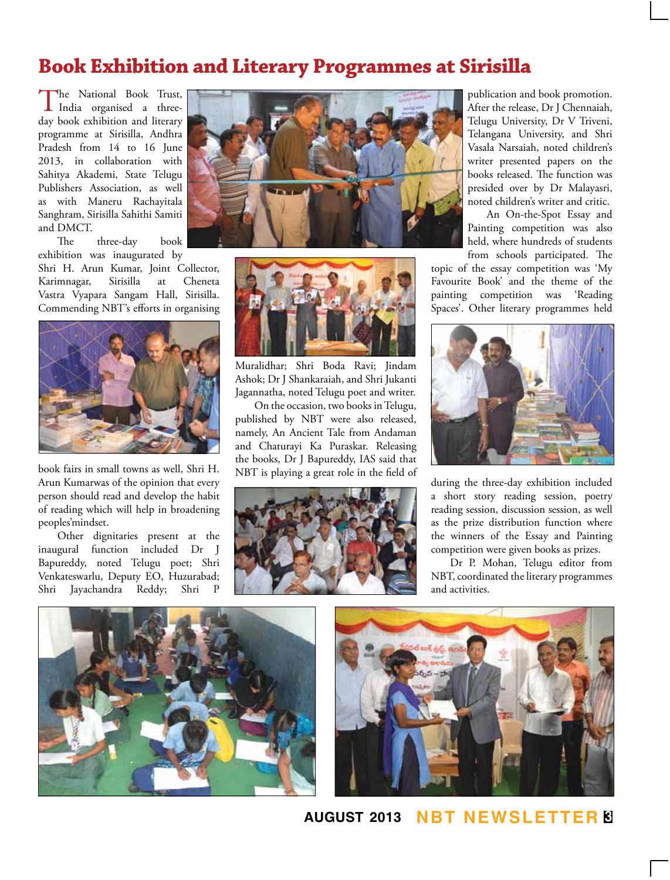# Book Exhibition and Literary Programmes at Sirisilla

The National Book Trust, India organised a three-day book exhibition and literary programme at Sirisilla, Andhra Pradesh from 14 to 16 June 2013, in collaboration with Sahitya Akademi, State Telugu Publishers Association, as well as with Maneru Rachayitala Sanghram, Sirisilla Sahithi Samiti and DMCT.

The three-day book exhibition was inaugurated by Shri H. Arun Kumar, Joint Collector, Karimnagar, Sirisilla at Cheneta Vastra Vyapara Sangam Hall, Sirisilla. Commending NBT's efforts in organising book fairs in small towns as well, Shri H. Arun Kumarwas of the opinion that every person should read and develop the habit of reading which will help in broadening peoples'mindset.

Other dignitaries present at the inaugural function included Dr J Bapureddy, noted Telugu poet; Shri Venkateswarlu, Deputy EO, Huzurabad; Shri Jayachandra Reddy; Shri P Muralidhar; Shri Boda Ravi; Jindam Ashok; Dr J Shankaraiah, and Shri Jukanti Jagannatha, noted Telugu poet and writer.

On the occasion, two books in Telugu, published by NBT were also released, namely, An Ancient Tale from Andaman and Chaturayi Ka Puraskar. Releasing the books, Dr J Bapureddy, IAS said that NBT is playing a great role in the field of publication and book promotion. After the release, Dr J Chennaiah, Telugu University, Dr V Triveni, Telangana University, and Shri Vasala Narsaiah, noted children's writer presented papers on the books released. The function was presided over by Dr Malayasri, noted children's writer and critic.

An On-the-Spot Essay and Painting competition was also held, where hundreds of students from schools participated. The topic of the essay competition was 'My Favourite Book' and the theme of the painting competition was 'Reading Spaces'. Other literary programmes held during the three-day exhibition included a short story reading session, poetry reading session, discussion session, as well as the prize distribution function where the winners of the Essay and Painting competition were given books as prizes.

Dr P. Mohan, Telugu editor from NBT, coordinated the literary programmes and activities.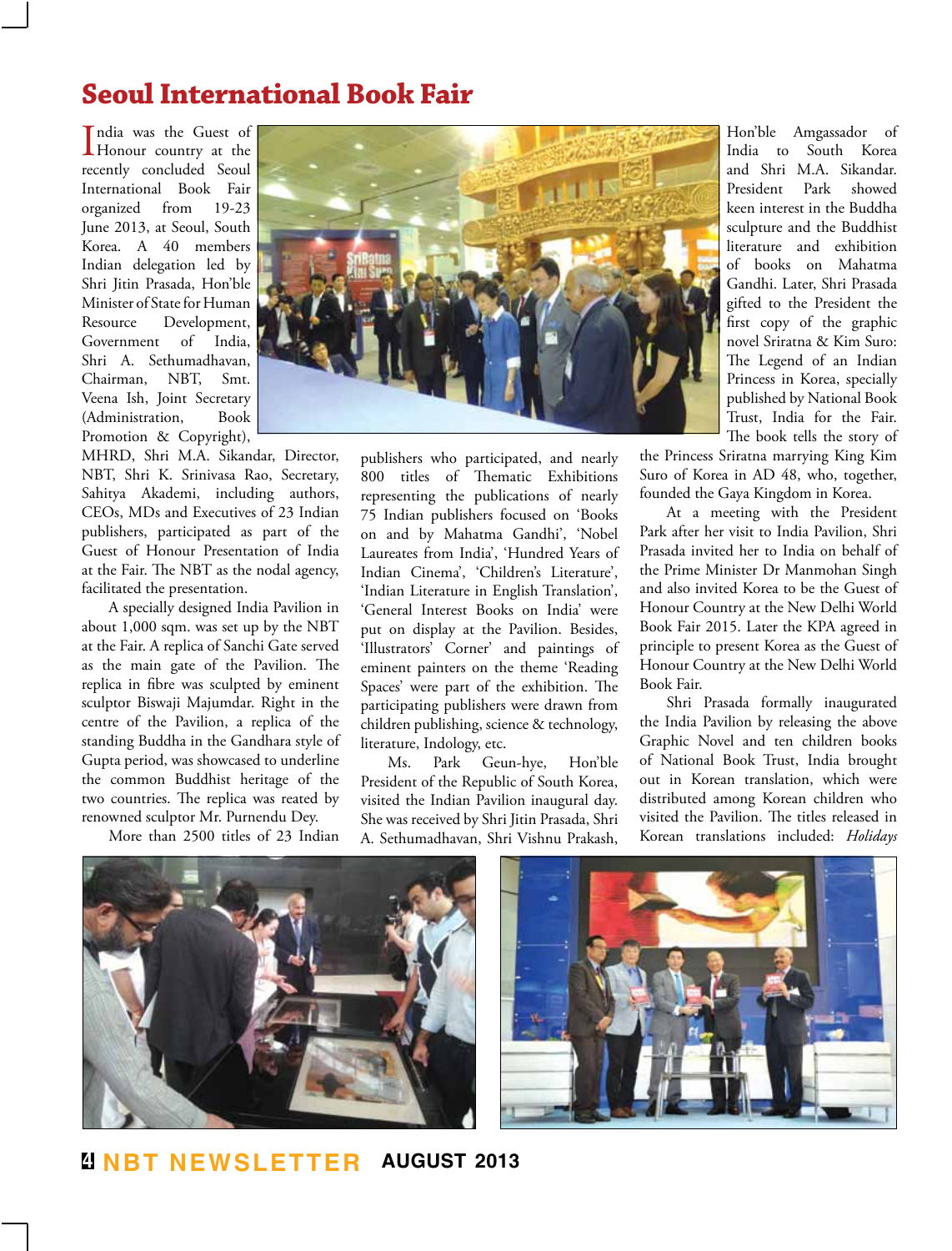# Seoul International Book Fair

India was the Guest of Honour country at the recently concluded Seoul International Book Fair organized from 19-23 June 2013, at Seoul, South Korea. A 40 members Indian delegation led by Shri Jitin Prasada, Hon'ble Minister of State for Human Resource Development, Government of India, Shri A. Sethumadhavan, Chairman, NBT, Smt. Veena Ish, Joint Secretary (Administration, Book Promotion & Copyright), MHRD, Shri M.A. Sikandar, Director, NBT, Shri K. Srinivasa Rao, Secretary, Sahitya Akademi, including authors, CEOs, MDs and Executives of 23 Indian publishers, participated as part of the Guest of Honour Presentation of India at the Fair. The NBT as the nodal agency, facilitated the presentation.

A specially designed India Pavilion in about 1,000 sqm. was set up by the NBT at the Fair. A replica of Sanchi Gate served as the main gate of the Pavilion. The replica in fibre was sculpted by eminent sculptor Biswaji Majumdar. Right in the centre of the Pavilion, a replica of the standing Buddha in the Gandhara style of Gupta period, was showcased to underline the common Buddhist heritage of the two countries. The replica was reated by renowned sculptor Mr. Purnendu Dey.

More than 2500 titles of 23 Indian publishers who participated, and nearly 800 titles of Thematic Exhibitions representing the publications of nearly 75 Indian publishers focused on 'Books on and by Mahatma Gandhi', 'Nobel Laureates from India', 'Hundred Years of Indian Cinema', 'Children's Literature', 'Indian Literature in English Translation', 'General Interest Books on India' were put on display at the Pavilion. Besides, 'Illustrators' Corner' and paintings of eminent painters on the theme 'Reading Spaces' were part of the exhibition. The participating publishers were drawn from children publishing, science & technology, literature, Indology, etc.

Ms. Park Geun-hye, Hon'ble President of the Republic of South Korea, visited the Indian Pavilion inaugural day. She was received by Shri Jitin Prasada, Shri A. Sethumadhavan, Shri Vishnu Prakash, Hon'ble Amgassador of India to South Korea and Shri M.A. Sikandar. President Park showed keen interest in the Buddha sculpture and the Buddhist literature and exhibition of books on Mahatma Gandhi. Later, Shri Prasada gifted to the President the first copy of the graphic novel Sriratna & Kim Suro: The Legend of an Indian Princess in Korea, specially published by National Book Trust, India for the Fair. The book tells the story of the Princess Sriratna marrying King Kim Suro of Korea in AD 48, who, together, founded the Gaya Kingdom in Korea.

At a meeting with the President Park after her visit to India Pavilion, Shri Prasada invited her to India on behalf of the Prime Minister Dr Manmohan Singh and also invited Korea to be the Guest of Honour Country at the New Delhi World Book Fair 2015. Later the KPA agreed in principle to present Korea as the Guest of Honour Country at the New Delhi World Book Fair.

Shri Prasada formally inaugurated the India Pavilion by releasing the above Graphic Novel and ten children books of National Book Trust, India brought out in Korean translation, which were distributed among Korean children who visited the Pavilion. The titles released in Korean translations included: *Holidays*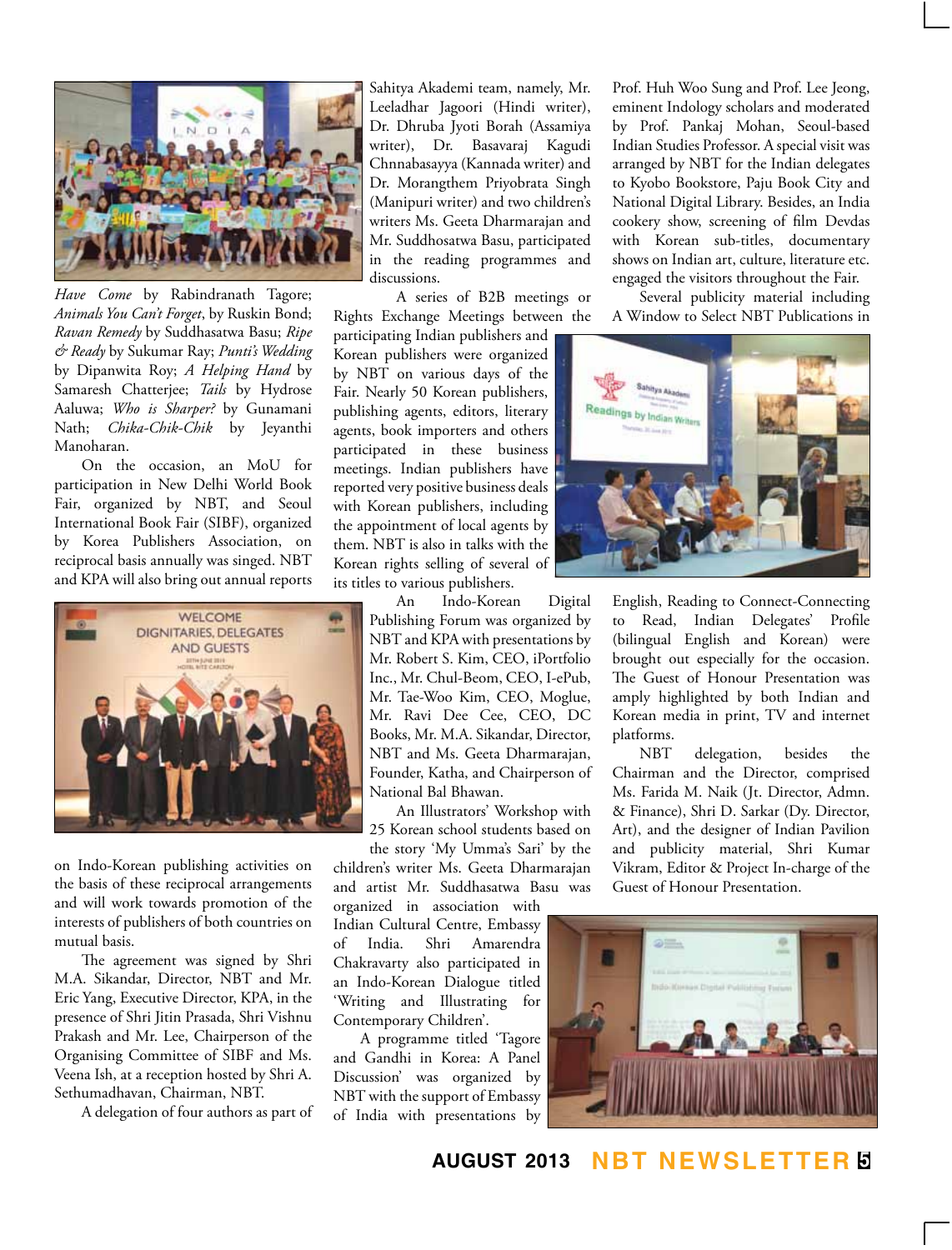*Have Come* by Rabindranath Tagore; *Animals You Can't Forget*, by Ruskin Bond; *Ravan Remedy* by Suddhasatwa Basu; *Ripe & Ready* by Sukumar Ray; *Punti's Wedding* by Dipanwita Roy; *A Helping Hand* by Samaresh Chatterjee; *Tails* by Hydrose Aaluwa; *Who is Sharper?* by Gunamani Nath; *Chika-Chik-Chik* by Jeyanthi Manoharan.

On the occasion, an MoU for participation in New Delhi World Book Fair, organized by NBT, and Seoul International Book Fair (SIBF), organized by Korea Publishers Association, on reciprocal basis annually was singed. NBT and KPA will also bring out annual reports on Indo-Korean publishing activities on the basis of these reciprocal arrangements and will work towards promotion of the interests of publishers of both countries on mutual basis.

The agreement was signed by Shri M.A. Sikandar, Director, NBT and Mr. Eric Yang, Executive Director, KPA, in the presence of Shri Jitin Prasada, Shri Vishnu Prakash and Mr. Lee, Chairperson of the Organising Committee of SIBF and Ms. Veena Ish, at a reception hosted by Shri A. Sethumadhavan, Chairman, NBT.

A delegation of four authors as part of Sahitya Akademi team, namely, Mr. Leeladhar Jagoori (Hindi writer), Dr. Dhruba Jyoti Borah (Assamiya writer), Dr. Basavaraj Kagudi Chnnabasayya (Kannada writer) and Dr. Morangthem Priyobrata Singh (Manipuri writer) and two children's writers Ms. Geeta Dharmarajan and Mr. Suddhosatwa Basu, participated in the reading programmes and discussions.

A series of B2B meetings or Rights Exchange Meetings between the participating Indian publishers and Korean publishers were organized by NBT on various days of the Fair. Nearly 50 Korean publishers, publishing agents, editors, literary agents, book importers and others participated in these business meetings. Indian publishers have reported very positive business deals with Korean publishers, including the appointment of local agents by them. NBT is also in talks with the Korean rights selling of several of its titles to various publishers.

An Indo-Korean Digital Publishing Forum was organized by NBT and KPA with presentations by Mr. Robert S. Kim, CEO, iPortfolio Inc., Mr. Chul-Beom, CEO, I-ePub, Mr. Tae-Woo Kim, CEO, Moglue, Mr. Ravi Dee Cee, CEO, DC Books, Mr. M.A. Sikandar, Director, NBT and Ms. Geeta Dharmarajan, Founder, Katha, and Chairperson of National Bal Bhawan.

An Illustrators' Workshop with 25 Korean school students based on the story 'My Umma's Sari' by the children's writer Ms. Geeta Dharmarajan and artist Mr. Suddhasatwa Basu was organized in association with Indian Cultural Centre, Embassy of India. Shri Amarendra Chakravarty also participated in an Indo-Korean Dialogue titled 'Writing and Illustrating for Contemporary Children'.

A programme titled 'Tagore and Gandhi in Korea: A Panel Discussion' was organized by NBT with the support of Embassy of India with presentations by Prof. Huh Woo Sung and Prof. Lee Jeong, eminent Indology scholars and moderated by Prof. Pankaj Mohan, Seoul-based Indian Studies Professor. A special visit was arranged by NBT for the Indian delegates to Kyobo Bookstore, Paju Book City and National Digital Library. Besides, an India cookery show, screening of film Devdas with Korean sub-titles, documentary shows on Indian art, culture, literature etc. engaged the visitors throughout the Fair.

Several publicity material including A Window to Select NBT Publications in English, Reading to Connect-Connecting to Read, Indian Delegates' Profile (bilingual English and Korean) were brought out especially for the occasion. The Guest of Honour Presentation was amply highlighted by both Indian and Korean media in print, TV and internet platforms.

NBT delegation, besides the Chairman and the Director, comprised Ms. Farida M. Naik (Jt. Director, Admn. & Finance), Shri D. Sarkar (Dy. Director, Art), and the designer of Indian Pavilion and publicity material, Shri Kumar Vikram, Editor & Project In-charge of the Guest of Honour Presentation.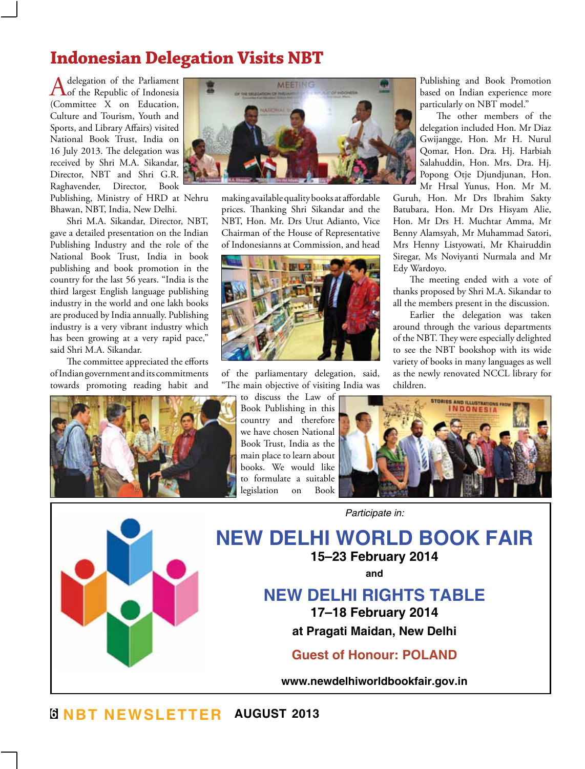# Indonesian Delegation Visits NBT

A delegation of the Parliament of the Republic of Indonesia (Committee X on Education, Culture and Tourism, Youth and Sports, and Library Affairs) visited National Book Trust, India on 16 July 2013. The delegation was received by Shri M.A. Sikandar, Director, NBT and Shri G.R. Raghavender, Director, Book Publishing, Ministry of HRD at Nehru Bhawan, NBT, India, New Delhi.

Shri M.A. Sikandar, Director, NBT, gave a detailed presentation on the Indian Publishing Industry and the role of the National Book Trust, India in book publishing and book promotion in the country for the last 56 years. "India is the third largest English language publishing industry in the world and one lakh books are produced by India annually. Publishing industry is a very vibrant industry which has been growing at a very rapid pace," said Shri M.A. Sikandar.

The committee appreciated the efforts of Indian government and its commitments towards promoting reading habit and making available quality books at affordable prices. Thanking Shri Sikandar and the NBT, Hon. Mr. Drs Utut Adianto, Vice Chairman of the House of Representative of Indonesianns at Commission, and head of the parliamentary delegation, said, "The main objective of visiting India was to discuss the Law of Book Publishing in this country and therefore we have chosen National Book Trust, India as the main place to learn about books. We would like to formulate a suitable legislation on Book Publishing and Book Promotion based on Indian experience more particularly on NBT model."

The other members of the delegation included Hon. Mr Diaz Gwijangge, Hon. Mr H. Nurul Qomar, Hon. Dra. Hj. Harbiah Salahuddin, Hon. Mrs. Dra. Hj. Popong Otje Djundjunan, Hon. Mr Hrsal Yunus, Hon. Mr M. Guruh, Hon. Mr Drs Ibrahim Sakty Batubara, Hon. Mr Drs Hisyam Alie, Hon. Mr Drs H. Muchtar Amma, Mr Benny Alamsyah, Mr Muhammad Satori, Mrs Henny Listyowati, Mr Khairuddin Siregar, Ms Noviyanti Nurmala and Mr Edy Wardoyo.

The meeting ended with a vote of thanks proposed by Shri M.A. Sikandar to all the members present in the discussion.

Earlier the delegation was taken around through the various departments of the NBT. They were especially delighted to see the NBT bookshop with its wide variety of books in many languages as well as the newly renovated NCCL library for children.

---

*Participate in:*

## NEW DELHI WORLD BOOK FAIR

**15–23 February 2014**

**and**

## NEW DELHI RIGHTS TABLE

**17–18 February 2014**

**at Pragati Maidan, New Delhi**

**Guest of Honour: POLAND**

**www.newdelhiworldbookfair.gov.in**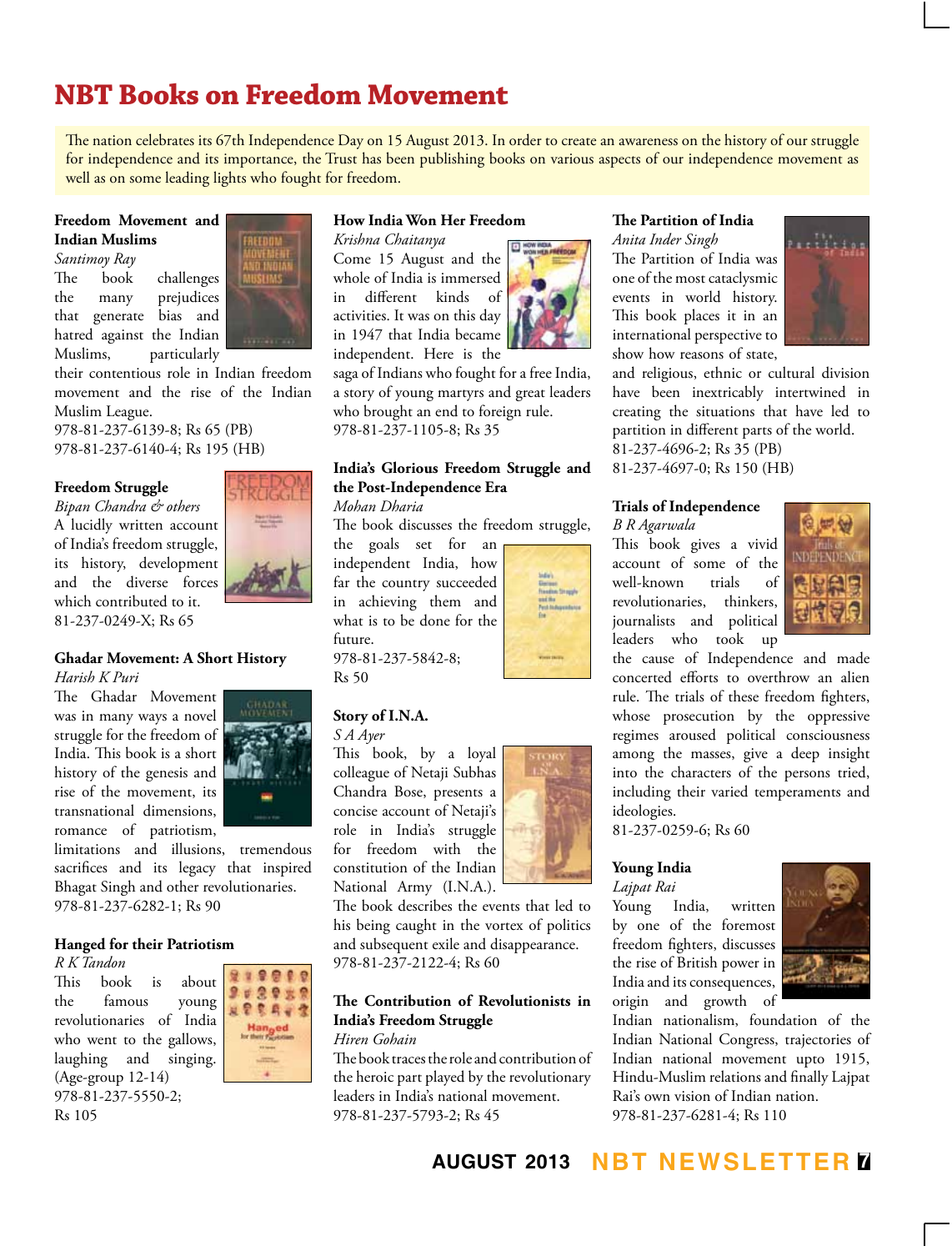# NBT Books on Freedom Movement

The nation celebrates its 67th Independence Day on 15 August 2013. In order to create an awareness on the history of our struggle for independence and its importance, the Trust has been publishing books on various aspects of our independence movement as well as on some leading lights who fought for freedom.

**Freedom Movement and Indian Muslims**
*Santimoy Ray*
The book challenges the many prejudices that generate bias and hatred against the Indian Muslims, particularly their contentious role in Indian freedom movement and the rise of the Indian Muslim League.
978-81-237-6139-8; Rs 65 (PB)
978-81-237-6140-4; Rs 195 (HB)

**Freedom Struggle**
*Bipan Chandra & others*
A lucidly written account of India's freedom struggle, its history, development and the diverse forces which contributed to it.
81-237-0249-X; Rs 65

**Ghadar Movement: A Short History**
*Harish K Puri*
The Ghadar Movement was in many ways a novel struggle for the freedom of India. This book is a short history of the genesis and rise of the movement, its transnational dimensions, romance of patriotism, limitations and illusions, tremendous sacrifices and its legacy that inspired Bhagat Singh and other revolutionaries.
978-81-237-6282-1; Rs 90

**Hanged for their Patriotism**
*R K Tandon*
This book is about the famous young revolutionaries of India who went to the gallows, laughing and singing. (Age-group 12-14)
978-81-237-5550-2;
Rs 105

**How India Won Her Freedom**
*Krishna Chaitanya*
Come 15 August and the whole of India is immersed in different kinds of activities. It was on this day in 1947 that India became independent. Here is the saga of Indians who fought for a free India, a story of young martyrs and great leaders who brought an end to foreign rule.
978-81-237-1105-8; Rs 35

**India's Glorious Freedom Struggle and the Post-Independence Era**
*Mohan Dharia*
The book discusses the freedom struggle, the goals set for an independent India, how far the country succeeded in achieving them and what is to be done for the future.
978-81-237-5842-8;
Rs 50

**Story of I.N.A.**
*S A Ayer*
This book, by a loyal colleague of Netaji Subhas Chandra Bose, presents a concise account of Netaji's role in India's struggle for freedom with the constitution of the Indian National Army (I.N.A.). The book describes the events that led to his being caught in the vortex of politics and subsequent exile and disappearance.
978-81-237-2122-4; Rs 60

**The Contribution of Revolutionists in India's Freedom Struggle**
*Hiren Gohain*
The book traces the role and contribution of the heroic part played by the revolutionary leaders in India's national movement.
978-81-237-5793-2; Rs 45

**The Partition of India**
*Anita Inder Singh*
The Partition of India was one of the most cataclysmic events in world history. This book places it in an international perspective to show how reasons of state, and religious, ethnic or cultural division have been inextricably intertwined in creating the situations that have led to partition in different parts of the world.
81-237-4696-2; Rs 35 (PB)
81-237-4697-0; Rs 150 (HB)

**Trials of Independence**
*B R Agarwala*
This book gives a vivid account of some of the well-known trials of revolutionaries, thinkers, journalists and political leaders who took up the cause of Independence and made concerted efforts to overthrow an alien rule. The trials of these freedom fighters, whose prosecution by the oppressive regimes aroused political consciousness among the masses, give a deep insight into the characters of the persons tried, including their varied temperaments and ideologies.
81-237-0259-6; Rs 60

**Young India**
*Lajpat Rai*
Young India, written by one of the foremost freedom fighters, discusses the rise of British power in India and its consequences, origin and growth of Indian nationalism, foundation of the Indian National Congress, trajectories of Indian national movement upto 1915, Hindu-Muslim relations and finally Lajpat Rai's own vision of Indian nation.
978-81-237-6281-4; Rs 110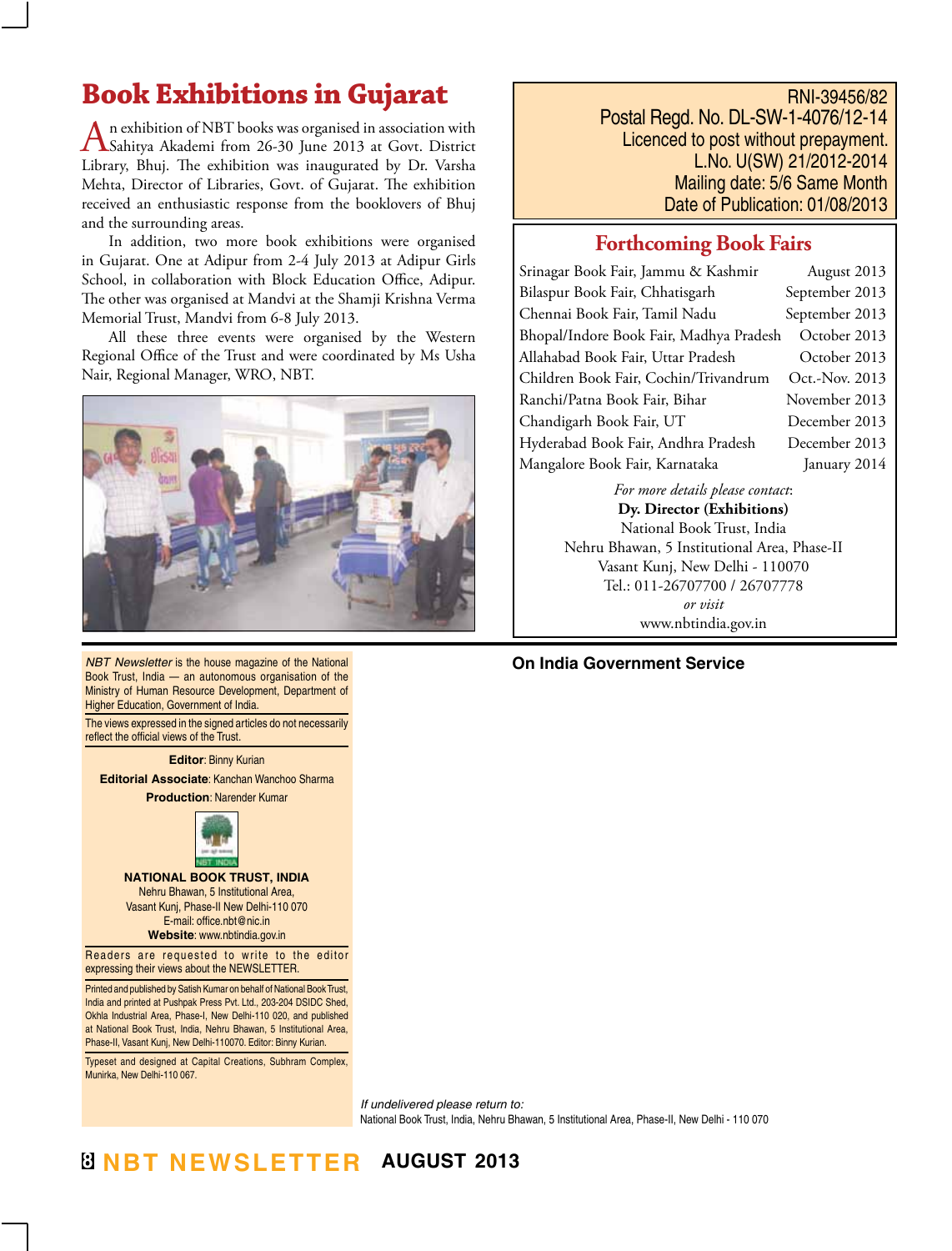# Book Exhibitions in Gujarat

An exhibition of NBT books was organised in association with Sahitya Akademi from 26-30 June 2013 at Govt. District Library, Bhuj. The exhibition was inaugurated by Dr. Varsha Mehta, Director of Libraries, Govt. of Gujarat. The exhibition received an enthusiastic response from the booklovers of Bhuj and the surrounding areas.

In addition, two more book exhibitions were organised in Gujarat. One at Adipur from 2-4 July 2013 at Adipur Girls School, in collaboration with Block Education Office, Adipur. The other was organised at Mandvi at the Shamji Krishna Verma Memorial Trust, Mandvi from 6-8 July 2013.

All these three events were organised by the Western Regional Office of the Trust and were coordinated by Ms Usha Nair, Regional Manager, WRO, NBT.

RNI-39456/82
Postal Regd. No. DL-SW-1-4076/12-14
Licenced to post without prepayment.
L.No. U(SW) 21/2012-2014
Mailing date: 5/6 Same Month
Date of Publication: 01/08/2013

## Forthcoming Book Fairs

| | |
|---|---|
| Srinagar Book Fair, Jammu & Kashmir | August 2013 |
| Bilaspur Book Fair, Chhatisgarh | September 2013 |
| Chennai Book Fair, Tamil Nadu | September 2013 |
| Bhopal/Indore Book Fair, Madhya Pradesh | October 2013 |
| Allahabad Book Fair, Uttar Pradesh | October 2013 |
| Children Book Fair, Cochin/Trivandrum | Oct.-Nov. 2013 |
| Ranchi/Patna Book Fair, Bihar | November 2013 |
| Chandigarh Book Fair, UT | December 2013 |
| Hyderabad Book Fair, Andhra Pradesh | December 2013 |
| Mangalore Book Fair, Karnataka | January 2014 |

*For more details please contact*:
**Dy. Director (Exhibitions)**
National Book Trust, India
Nehru Bhawan, 5 Institutional Area, Phase-II
Vasant Kunj, New Delhi - 110070
Tel.: 011-26707700 / 26707778
*or visit*
www.nbtindia.gov.in

*NBT Newsletter* is the house magazine of the National Book Trust, India — an autonomous organisation of the Ministry of Human Resource Development, Department of Higher Education, Government of India.

The views expressed in the signed articles do not necessarily reflect the official views of the Trust.

**Editor**: Binny Kurian
**Editorial Associate**: Kanchan Wanchoo Sharma
**Production**: Narender Kumar

**NATIONAL BOOK TRUST, INDIA**
Nehru Bhawan, 5 Institutional Area,
Vasant Kunj, Phase-II New Delhi-110 070
E-mail: office.nbt@nic.in
**Website**: www.nbtindia.gov.in

Readers are requested to write to the editor expressing their views about the NEWSLETTER.

Printed and published by Satish Kumar on behalf of National Book Trust, India and printed at Pushpak Press Pvt. Ltd., 203-204 DSIDC Shed, Okhla Industrial Area, Phase-I, New Delhi-110 020, and published at National Book Trust, India, Nehru Bhawan, 5 Institutional Area, Phase-II, Vasant Kunj, New Delhi-110070. Editor: Binny Kurian.

Typeset and designed at Capital Creations, Subhram Complex, Munirka, New Delhi-110 067.

**On India Government Service**

*If undelivered please return to:*
National Book Trust, India, Nehru Bhawan, 5 Institutional Area, Phase-II, New Delhi - 110 070